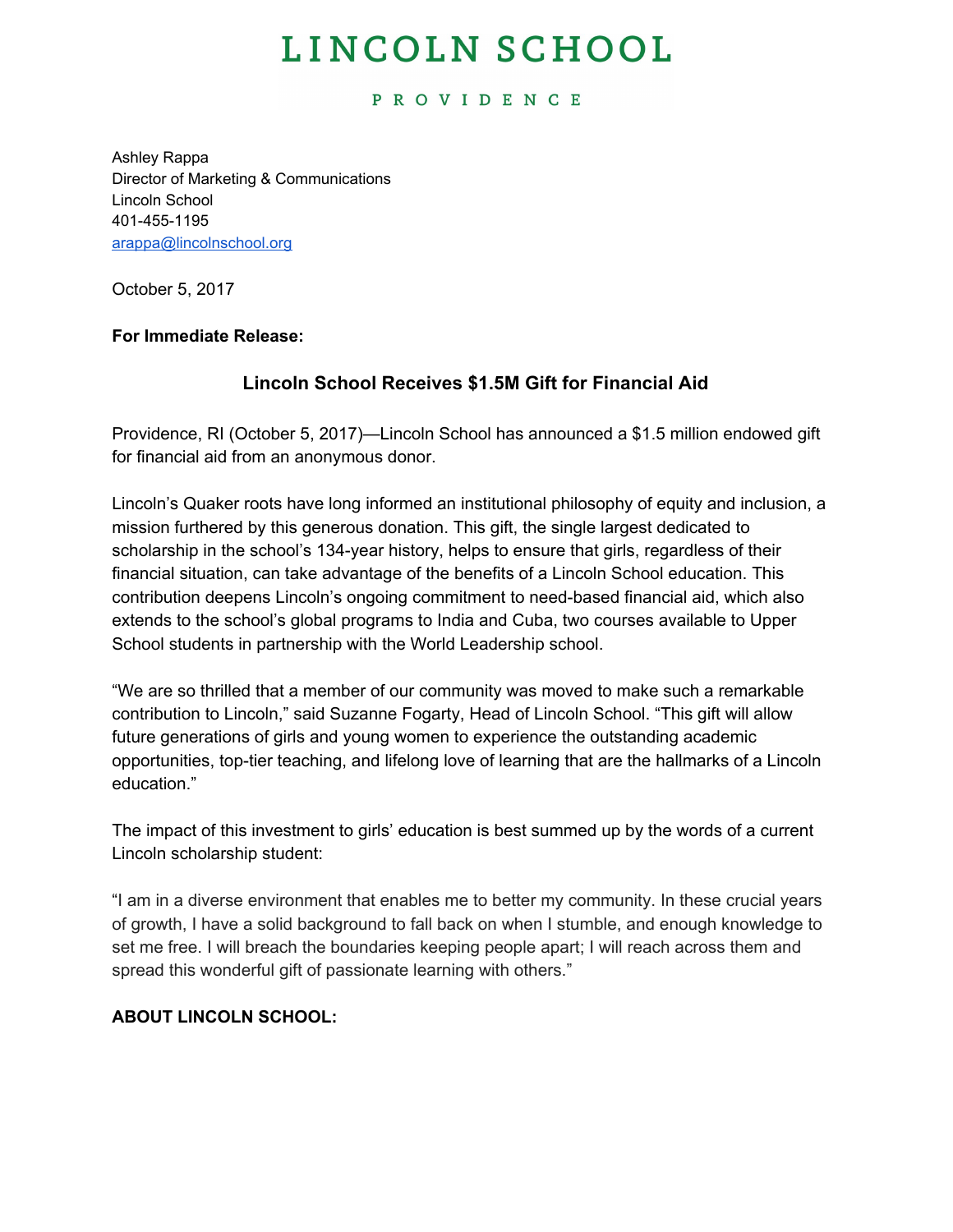# LINCOLN SCHOOL

PROVIDENCE

Ashley Rappa
Director of Marketing & Communications
Lincoln School
401-455-1195
arappa@lincolnschool.org

October 5, 2017

**For Immediate Release:**

## Lincoln School Receives $1.5M Gift for Financial Aid

Providence, RI (October 5, 2017)—Lincoln School has announced a $1.5 million endowed gift for financial aid from an anonymous donor.

Lincoln's Quaker roots have long informed an institutional philosophy of equity and inclusion, a mission furthered by this generous donation. This gift, the single largest dedicated to scholarship in the school's 134-year history, helps to ensure that girls, regardless of their financial situation, can take advantage of the benefits of a Lincoln School education. This contribution deepens Lincoln's ongoing commitment to need-based financial aid, which also extends to the school's global programs to India and Cuba, two courses available to Upper School students in partnership with the World Leadership school.

"We are so thrilled that a member of our community was moved to make such a remarkable contribution to Lincoln," said Suzanne Fogarty, Head of Lincoln School. "This gift will allow future generations of girls and young women to experience the outstanding academic opportunities, top-tier teaching, and lifelong love of learning that are the hallmarks of a Lincoln education."

The impact of this investment to girls' education is best summed up by the words of a current Lincoln scholarship student:

"I am in a diverse environment that enables me to better my community. In these crucial years of growth, I have a solid background to fall back on when I stumble, and enough knowledge to set me free. I will breach the boundaries keeping people apart; I will reach across them and spread this wonderful gift of passionate learning with others."

**ABOUT LINCOLN SCHOOL:**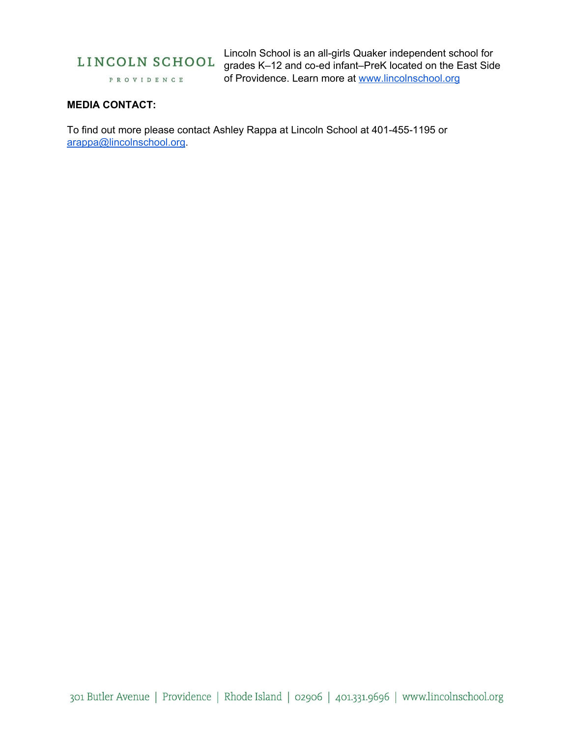**LINCOLN SCHOOL**
PROVIDENCE

Lincoln School is an all-girls Quaker independent school for grades K–12 and co-ed infant–PreK located on the East Side of Providence. Learn more at [www.lincolnschool.org](http://www.lincolnschool.org)

**MEDIA CONTACT:**

To find out more please contact Ashley Rappa at Lincoln School at 401-455-1195 or [arappa@lincolnschool.org](mailto:arappa@lincolnschool.org).

301 Butler Avenue | Providence | Rhode Island | 02906 | 401.331.9696 | www.lincolnschool.org